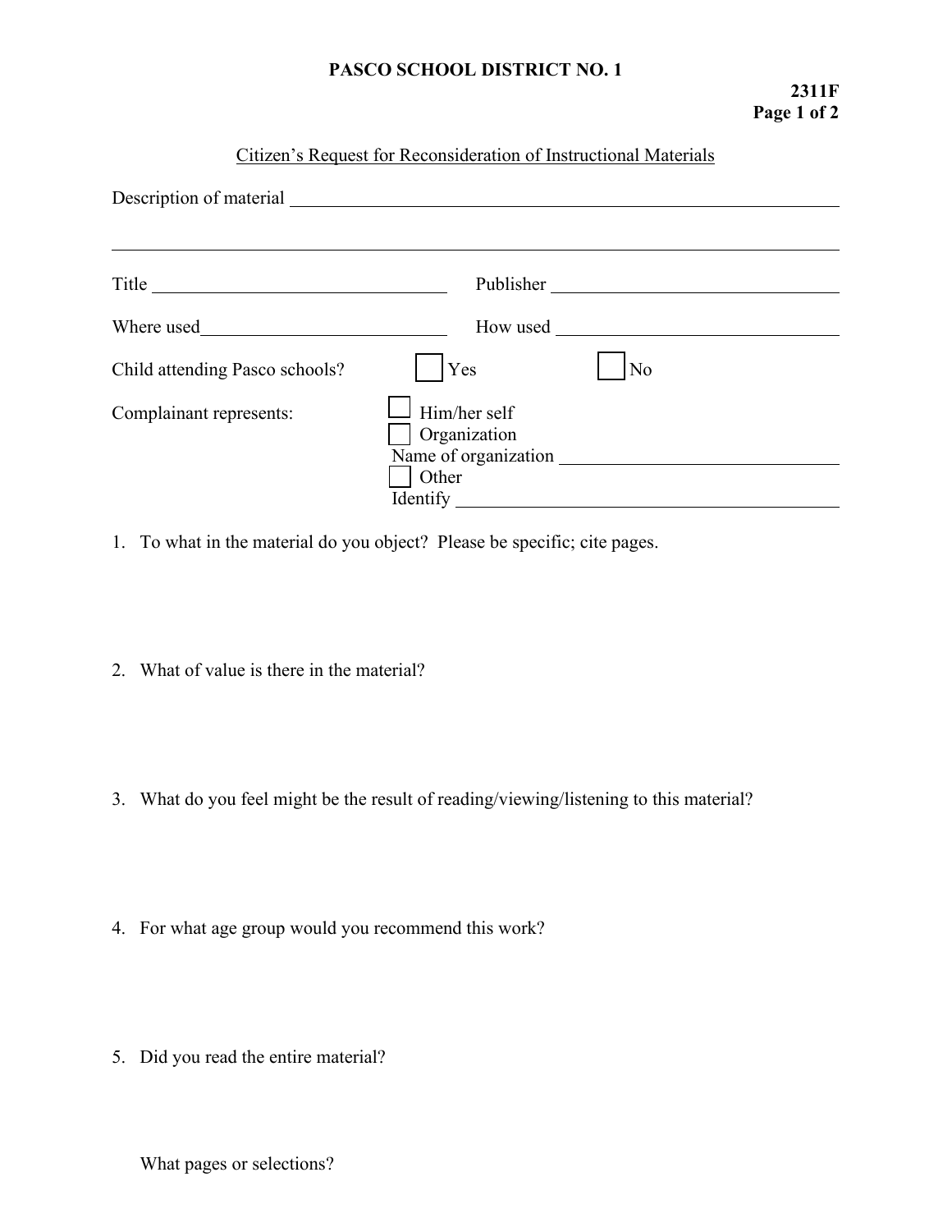**PASCO SCHOOL DISTRICT NO. 1**

**2311F**

Citizen's Request for Reconsideration of Instructional Materials

Description of material ______________________________________________

______________________________________________

Title ____________________ Publisher ____________________

Where used____________________ How used ____________________

Child attending Pasco schools? ☐ Yes ☐ No

Complainant represents:
- ☐ Him/her self
- ☐ Organization

  Name of organization ____________________
- ☐ Other

  Identify ____________________

1. To what in the material do you object? Please be specific; cite pages.

2. What of value is there in the material?

3. What do you feel might be the result of reading/viewing/listening to this material?

4. For what age group would you recommend this work?

5. Did you read the entire material?

   What pages or selections?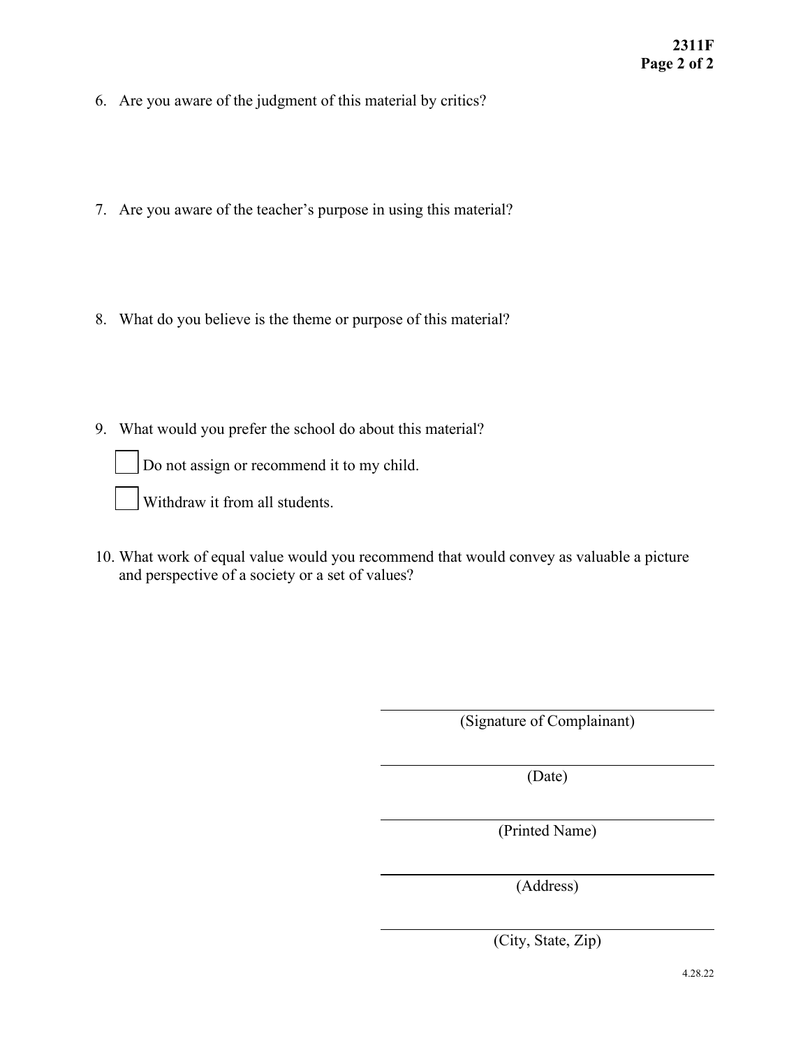6. Are you aware of the judgment of this material by critics?

7. Are you aware of the teacher's purpose in using this material?

8. What do you believe is the theme or purpose of this material?

9. What would you prefer the school do about this material?

   ☐ Do not assign or recommend it to my child.

   ☐ Withdraw it from all students.

10. What work of equal value would you recommend that would convey as valuable a picture and perspective of a society or a set of values?

\_\_\_\_\_\_\_\_\_\_\_\_\_\_\_\_\_\_\_\_\_\_\_\_\_\_\_\_\_\_\_\_
(Signature of Complainant)

\_\_\_\_\_\_\_\_\_\_\_\_\_\_\_\_\_\_\_\_\_\_\_\_\_\_\_\_\_\_\_\_
(Date)

\_\_\_\_\_\_\_\_\_\_\_\_\_\_\_\_\_\_\_\_\_\_\_\_\_\_\_\_\_\_\_\_
(Printed Name)

\_\_\_\_\_\_\_\_\_\_\_\_\_\_\_\_\_\_\_\_\_\_\_\_\_\_\_\_\_\_\_\_
(Address)

\_\_\_\_\_\_\_\_\_\_\_\_\_\_\_\_\_\_\_\_\_\_\_\_\_\_\_\_\_\_\_\_
(City, State, Zip)

4.28.22